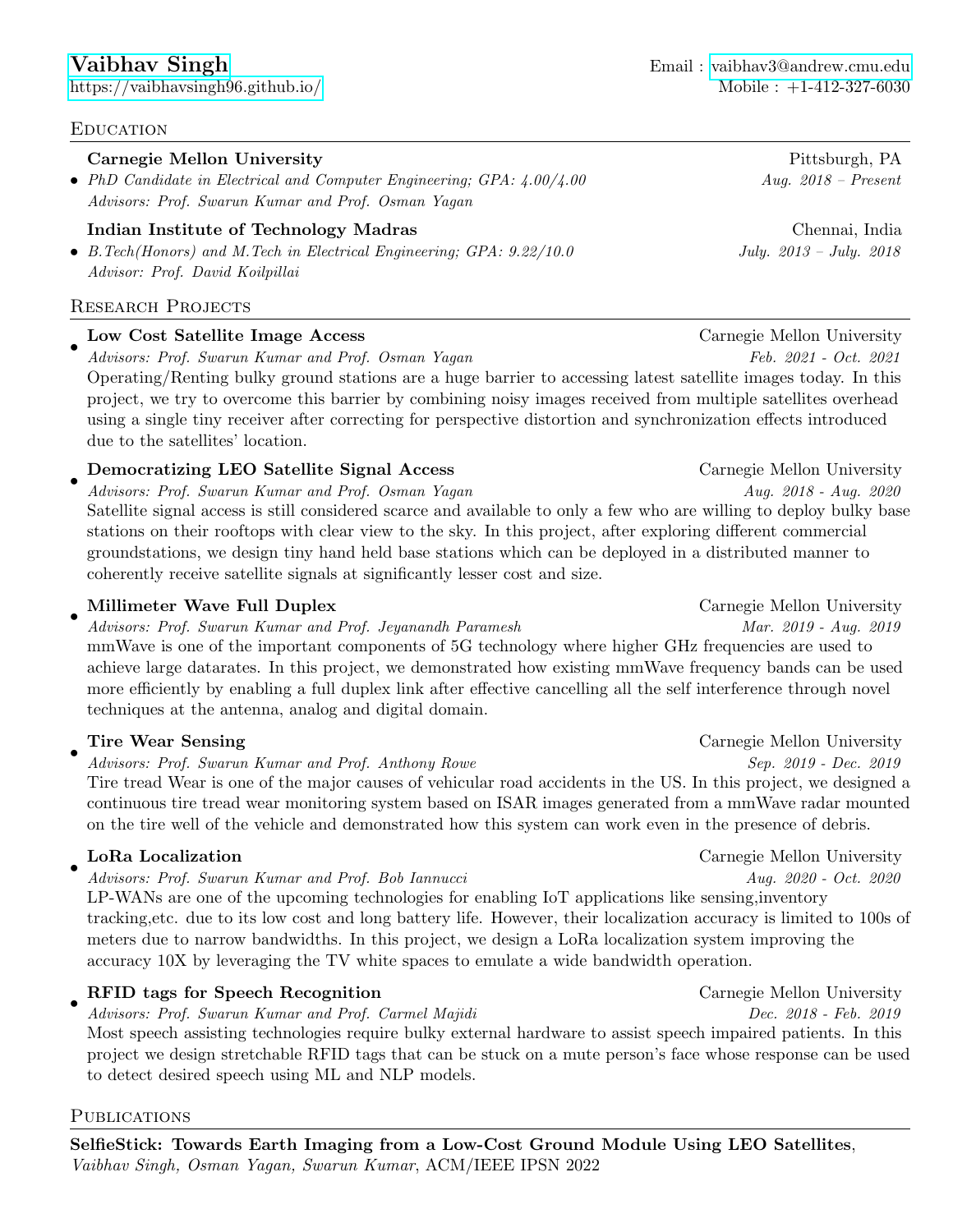# Vaibhav Singh

https://vaibhavsingh96.github.io/

Email : vaibhav3@andrew.cmu.edu
Mobile : +1-412-327-6030

## Education

**Carnegie Mellon University** — Pittsburgh, PA

- *PhD Candidate in Electrical and Computer Engineering; GPA: 4.00/4.00* — *Aug. 2018 – Present*
  *Advisors: Prof. Swarun Kumar and Prof. Osman Yagan*

**Indian Institute of Technology Madras** — Chennai, India

- *B.Tech(Honors) and M.Tech in Electrical Engineering; GPA: 9.22/10.0* — *July. 2013 – July. 2018*
  *Advisor: Prof. David Koilpillai*

## Research Projects

- **Low Cost Satellite Image Access** — Carnegie Mellon University
  *Advisors: Prof. Swarun Kumar and Prof. Osman Yagan* — *Feb. 2021 - Oct. 2021*
  Operating/Renting bulky ground stations are a huge barrier to accessing latest satellite images today. In this project, we try to overcome this barrier by combining noisy images received from multiple satellites overhead using a single tiny receiver after correcting for perspective distortion and synchronization effects introduced due to the satellites' location.

- **Democratizing LEO Satellite Signal Access** — Carnegie Mellon University
  *Advisors: Prof. Swarun Kumar and Prof. Osman Yagan* — *Aug. 2018 - Aug. 2020*
  Satellite signal access is still considered scarce and available to only a few who are willing to deploy bulky base stations on their rooftops with clear view to the sky. In this project, after exploring different commercial groundstations, we design tiny hand held base stations which can be deployed in a distributed manner to coherently receive satellite signals at significantly lesser cost and size.

- **Millimeter Wave Full Duplex** — Carnegie Mellon University
  *Advisors: Prof. Swarun Kumar and Prof. Jeyanandh Paramesh* — *Mar. 2019 - Aug. 2019*
  mmWave is one of the important components of 5G technology where higher GHz frequencies are used to achieve large datarates. In this project, we demonstrated how existing mmWave frequency bands can be used more efficiently by enabling a full duplex link after effective cancelling all the self interference through novel techniques at the antenna, analog and digital domain.

- **Tire Wear Sensing** — Carnegie Mellon University
  *Advisors: Prof. Swarun Kumar and Prof. Anthony Rowe* — *Sep. 2019 - Dec. 2019*
  Tire tread Wear is one of the major causes of vehicular road accidents in the US. In this project, we designed a continuous tire tread wear monitoring system based on ISAR images generated from a mmWave radar mounted on the tire well of the vehicle and demonstrated how this system can work even in the presence of debris.

- **LoRa Localization** — Carnegie Mellon University
  *Advisors: Prof. Swarun Kumar and Prof. Bob Iannucci* — *Aug. 2020 - Oct. 2020*
  LP-WANs are one of the upcoming technologies for enabling IoT applications like sensing,inventory tracking,etc. due to its low cost and long battery life. However, their localization accuracy is limited to 100s of meters due to narrow bandwidths. In this project, we design a LoRa localization system improving the accuracy 10X by leveraging the TV white spaces to emulate a wide bandwidth operation.

- **RFID tags for Speech Recognition** — Carnegie Mellon University
  *Advisors: Prof. Swarun Kumar and Prof. Carmel Majidi* — *Dec. 2018 - Feb. 2019*
  Most speech assisting technologies require bulky external hardware to assist speech impaired patients. In this project we design stretchable RFID tags that can be stuck on a mute person's face whose response can be used to detect desired speech using ML and NLP models.

## Publications

**SelfieStick: Towards Earth Imaging from a Low-Cost Ground Module Using LEO Satellites**, *Vaibhav Singh, Osman Yagan, Swarun Kumar*, ACM/IEEE IPSN 2022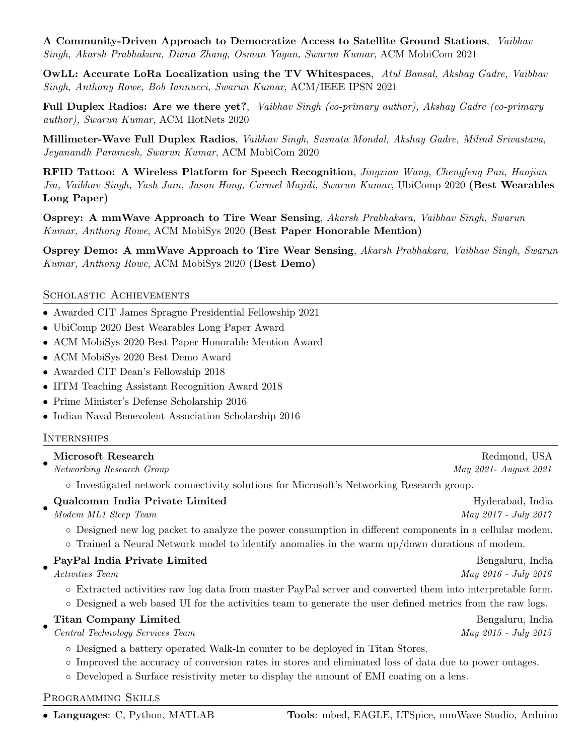**A Community-Driven Approach to Democratize Access to Satellite Ground Stations**, *Vaibhav Singh, Akarsh Prabhakara, Diana Zhang, Osman Yagan, Swarun Kumar*, ACM MobiCom 2021

**OwLL: Accurate LoRa Localization using the TV Whitespaces**, *Atul Bansal, Akshay Gadre, Vaibhav Singh, Anthony Rowe, Bob Iannucci, Swarun Kumar*, ACM/IEEE IPSN 2021

**Full Duplex Radios: Are we there yet?**, *Vaibhav Singh (co-primary author), Akshay Gadre (co-primary author), Swarun Kumar*, ACM HotNets 2020

**Millimeter-Wave Full Duplex Radios**, *Vaibhav Singh, Susnata Mondal, Akshay Gadre, Milind Srivastava, Jeyanandh Paramesh, Swarun Kumar*, ACM MobiCom 2020

**RFID Tattoo: A Wireless Platform for Speech Recognition**, *Jingxian Wang, Chengfeng Pan, Haojian Jin, Vaibhav Singh, Yash Jain, Jason Hong, Carmel Majidi, Swarun Kumar*, UbiComp 2020 **(Best Wearables Long Paper)**

**Osprey: A mmWave Approach to Tire Wear Sensing**, *Akarsh Prabhakara, Vaibhav Singh, Swarun Kumar, Anthony Rowe*, ACM MobiSys 2020 **(Best Paper Honorable Mention)**

**Osprey Demo: A mmWave Approach to Tire Wear Sensing**, *Akarsh Prabhakara, Vaibhav Singh, Swarun Kumar, Anthony Rowe*, ACM MobiSys 2020 **(Best Demo)**

## Scholastic Achievements

- Awarded CIT James Sprague Presidential Fellowship 2021
- UbiComp 2020 Best Wearables Long Paper Award
- ACM MobiSys 2020 Best Paper Honorable Mention Award
- ACM MobiSys 2020 Best Demo Award
- Awarded CIT Dean's Fellowship 2018
- IITM Teaching Assistant Recognition Award 2018
- Prime Minister's Defense Scholarship 2016
- Indian Naval Benevolent Association Scholarship 2016

## Internships

- **Microsoft Research** — Redmond, USA
  *Networking Research Group* — *May 2021- August 2021*
  - Investigated network connectivity solutions for Microsoft's Networking Research group.
- **Qualcomm India Private Limited** — Hyderabad, India
  *Modem ML1 Sleep Team* — *May 2017 - July 2017*
  - Designed new log packet to analyze the power consumption in different components in a cellular modem.
  - Trained a Neural Network model to identify anomalies in the warm up/down durations of modem.
- **PayPal India Private Limited** — Bengaluru, India
  *Activities Team* — *May 2016 - July 2016*
  - Extracted activities raw log data from master PayPal server and converted them into interpretable form.
  - Designed a web based UI for the activities team to generate the user defined metrics from the raw logs.
- **Titan Company Limited** — Bengaluru, India
  *Central Technology Services Team* — *May 2015 - July 2015*
  - Designed a battery operated Walk-In counter to be deployed in Titan Stores.
  - Improved the accuracy of conversion rates in stores and eliminated loss of data due to power outages.
  - Developed a Surface resistivity meter to display the amount of EMI coating on a lens.

## Programming Skills

- **Languages**: C, Python, MATLAB — **Tools**: mbed, EAGLE, LTSpice, mmWave Studio, Arduino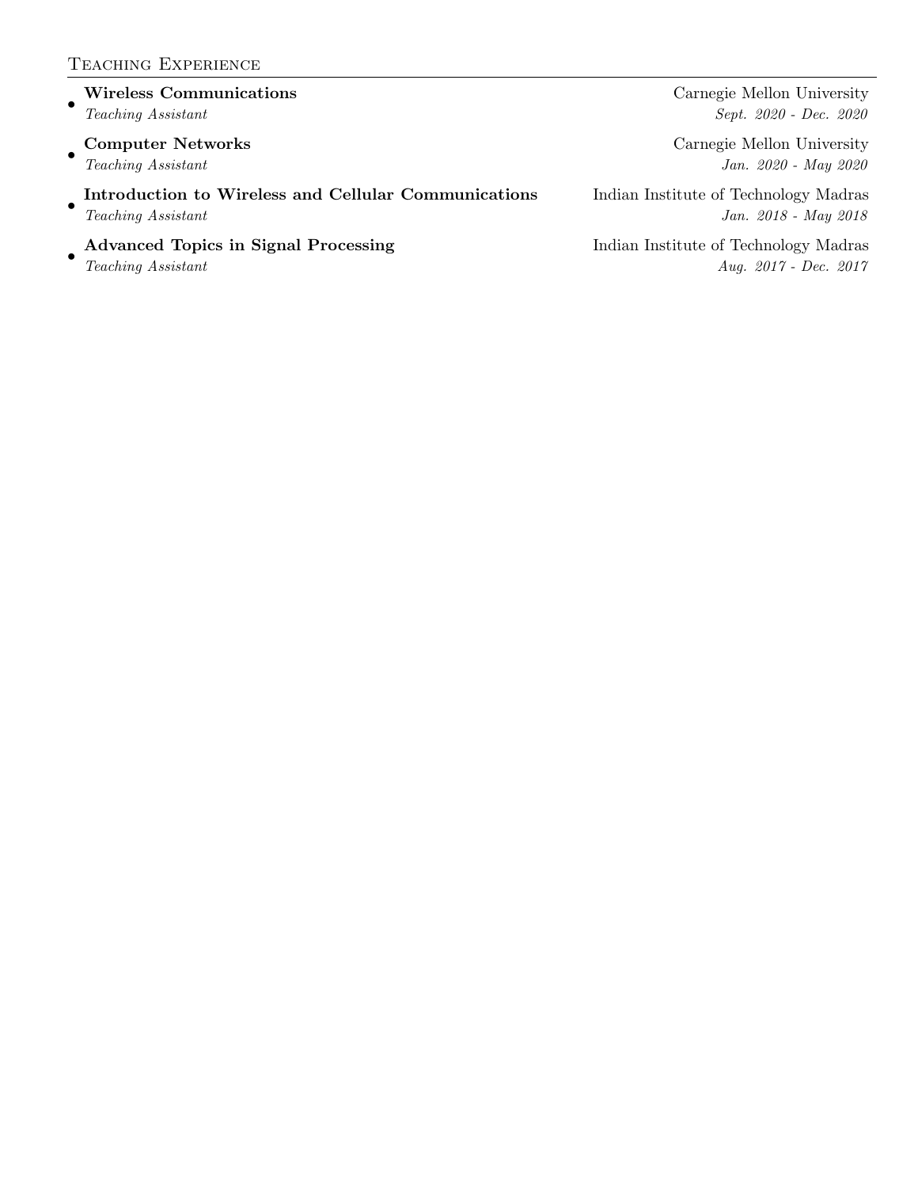## Teaching Experience

- **Wireless Communications** — Carnegie Mellon University
  *Teaching Assistant* — *Sept. 2020 - Dec. 2020*
- **Computer Networks** — Carnegie Mellon University
  *Teaching Assistant* — *Jan. 2020 - May 2020*
- **Introduction to Wireless and Cellular Communications** — Indian Institute of Technology Madras
  *Teaching Assistant* — *Jan. 2018 - May 2018*
- **Advanced Topics in Signal Processing** — Indian Institute of Technology Madras
  *Teaching Assistant* — *Aug. 2017 - Dec. 2017*